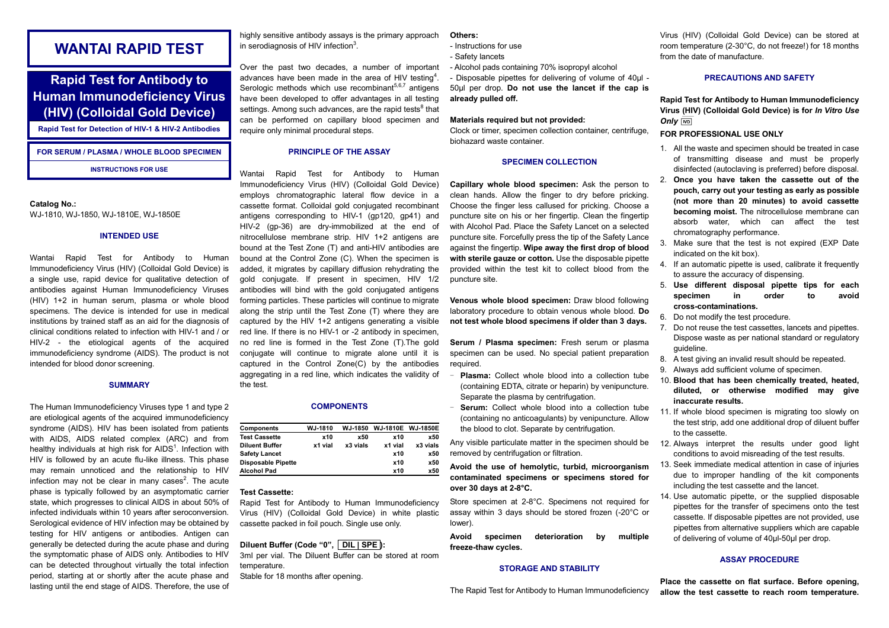# WANTAI RAPID TEST

## Rapid Test for Antibody to Human Immunodeficiency Virus (HIV) (Colloidal Gold Device)

**Rapid Test for Detection of HIV-1 & HIV-2 Antibodies**

**FOR SERUM / PLASMA / WHOLE BLOOD SPECIMEN**

**INSTRUCTIONS FOR USE**

**Catalog No.:**
WJ-1810, WJ-1850, WJ-1810E, WJ-1850E

### INTENDED USE

Wantai Rapid Test for Antibody to Human Immunodeficiency Virus (HIV) (Colloidal Gold Device) is a single use, rapid device for qualitative detection of antibodies against Human Immunodeficiency Viruses (HIV) 1+2 in human serum, plasma or whole blood specimens. The device is intended for use in medical institutions by trained staff as an aid for the diagnosis of clinical conditions related to infection with HIV-1 and / or HIV-2 - the etiological agents of the acquired immunodeficiency syndrome (AIDS). The product is not intended for blood donor screening.

### SUMMARY

The Human Immunodeficiency Viruses type 1 and type 2 are etiological agents of the acquired immunodeficiency syndrome (AIDS). HIV has been isolated from patients with AIDS, AIDS related complex (ARC) and from healthy individuals at high risk for AIDS[1]. Infection with HIV is followed by an acute flu-like illness. This phase may remain unnoticed and the relationship to HIV infection may not be clear in many cases[2]. The acute phase is typically followed by an asymptomatic carrier state, which progresses to clinical AIDS in about 50% of infected individuals within 10 years after seroconversion. Serological evidence of HIV infection may be obtained by testing for HIV antigens or antibodies. Antigen can generally be detected during the acute phase and during the symptomatic phase of AIDS only. Antibodies to HIV can be detected throughout virtually the total infection period, starting at or shortly after the acute phase and lasting until the end stage of AIDS. Therefore, the use of highly sensitive antibody assays is the primary approach in serodiagnosis of HIV infection[3].

Over the past two decades, a number of important advances have been made in the area of HIV testing[4]. Serologic methods which use recombinant[5,6,7] antigens have been developed to offer advantages in all testing settings. Among such advances, are the rapid tests[8] that can be performed on capillary blood specimen and require only minimal procedural steps.

### PRINCIPLE OF THE ASSAY

Wantai Rapid Test for Antibody to Human Immunodeficiency Virus (HIV) (Colloidal Gold Device) employs chromatographic lateral flow device in a cassette format. Colloidal gold conjugated recombinant antigens corresponding to HIV-1 (gp120, gp41) and HIV-2 (gp-36) are dry-immobilized at the end of nitrocellulose membrane strip. HIV 1+2 antigens are bound at the Test Zone (T) and anti-HIV antibodies are bound at the Control Zone (C). When the specimen is added, it migrates by capillary diffusion rehydrating the gold conjugate. If present in specimen, HIV 1/2 antibodies will bind with the gold conjugated antigens forming particles. These particles will continue to migrate along the strip until the Test Zone (T) where they are captured by the HIV 1+2 antigens generating a visible red line. If there is no HIV-1 or -2 antibody in specimen, no red line is formed in the Test Zone (T).The gold conjugate will continue to migrate alone until it is captured in the Control Zone(C) by the antibodies aggregating in a red line, which indicates the validity of the test.

### COMPONENTS

| Components | WJ-1810 | WJ-1850 | WJ-1810E | WJ-1850E |
|---|---|---|---|---|
| Test Cassette | x10 | x50 | x10 | x50 |
| Diluent Buffer | x1 vial | x3 vials | x1 vial | x3 vials |
| Safety Lancet | | | x10 | x50 |
| Disposable Pipette | | | x10 | x50 |
| Alcohol Pad | | | x10 | x50 |

**Test Cassette:**
Rapid Test for Antibody to Human Immunodeficiency Virus (HIV) (Colloidal Gold Device) in white plastic cassette packed in foil pouch. Single use only.

**Diluent Buffer (Code "0", DIL | SPE ):**
3ml per vial. The Diluent Buffer can be stored at room temperature.
Stable for 18 months after opening.

**Others:**
- Instructions for use
- Safety lancets
- Alcohol pads containing 70% isopropyl alcohol
- Disposable pipettes for delivering of volume of 40µl - 50µl per drop. **Do not use the lancet if the cap is already pulled off.**

**Materials required but not provided:**
Clock or timer, specimen collection container, centrifuge, biohazard waste container.

### SPECIMEN COLLECTION

**Capillary whole blood specimen:** Ask the person to clean hands. Allow the finger to dry before pricking. Choose the finger less callused for pricking. Choose a puncture site on his or her fingertip. Clean the fingertip with Alcohol Pad. Place the Safety Lancet on a selected puncture site. Forcefully press the tip of the Safety Lance against the fingertip. **Wipe away the first drop of blood with sterile gauze or cotton.** Use the disposable pipette provided within the test kit to collect blood from the puncture site.

**Venous whole blood specimen:** Draw blood following laboratory procedure to obtain venous whole blood. **Do not test whole blood specimens if older than 3 days.**

**Serum / Plasma specimen:** Fresh serum or plasma specimen can be used. No special patient preparation required.

- **Plasma:** Collect whole blood into a collection tube (containing EDTA, citrate or heparin) by venipuncture. Separate the plasma by centrifugation.
- **Serum:** Collect whole blood into a collection tube (containing no anticoagulants) by venipuncture. Allow the blood to clot. Separate by centrifugation.

Any visible particulate matter in the specimen should be removed by centrifugation or filtration.

**Avoid the use of hemolytic, turbid, microorganism contaminated specimens or specimens stored for over 30 days at 2-8°C.**

Store specimen at 2-8°C. Specimens not required for assay within 3 days should be stored frozen (-20°C or lower).

**Avoid specimen deterioration by multiple freeze-thaw cycles.**

### STORAGE AND STABILITY

The Rapid Test for Antibody to Human Immunodeficiency Virus (HIV) (Colloidal Gold Device) can be stored at room temperature (2-30°C, do not freeze!) for 18 months from the date of manufacture.

### PRECAUTIONS AND SAFETY

**Rapid Test for Antibody to Human Immunodeficiency Virus (HIV) (Colloidal Gold Device) is for *In Vitro Use Only* IVD**

**FOR PROFESSIONAL USE ONLY**

1. All the waste and specimen should be treated in case of transmitting disease and must be properly disinfected (autoclaving is preferred) before disposal.
2. **Once you have taken the cassette out of the pouch, carry out your testing as early as possible (not more than 20 minutes) to avoid cassette becoming moist.** The nitrocellulose membrane can absorb water, which can affect the test chromatography performance.
3. Make sure that the test is not expired (EXP Date indicated on the kit box).
4. If an automatic pipette is used, calibrate it frequently to assure the accuracy of dispensing.
5. **Use different disposal pipette tips for each specimen in order to avoid cross-contaminations.**
6. Do not modify the test procedure.
7. Do not reuse the test cassettes, lancets and pipettes. Dispose waste as per national standard or regulatory guideline.
8. A test giving an invalid result should be repeated.
9. Always add sufficient volume of specimen.
10. **Blood that has been chemically treated, heated, diluted, or otherwise modified may give inaccurate results.**
11. If whole blood specimen is migrating too slowly on the test strip, add one additional drop of diluent buffer to the cassette.
12. Always interpret the results under good light conditions to avoid misreading of the test results.
13. Seek immediate medical attention in case of injuries due to improper handling of the kit components including the test cassette and the lancet.
14. Use automatic pipette, or the supplied disposable pipettes for the transfer of specimens onto the test cassette. If disposable pipettes are not provided, use pipettes from alternative suppliers which are capable of delivering of volume of 40µl-50µl per drop.

### ASSAY PROCEDURE

**Place the cassette on flat surface. Before opening, allow the test cassette to reach room temperature.**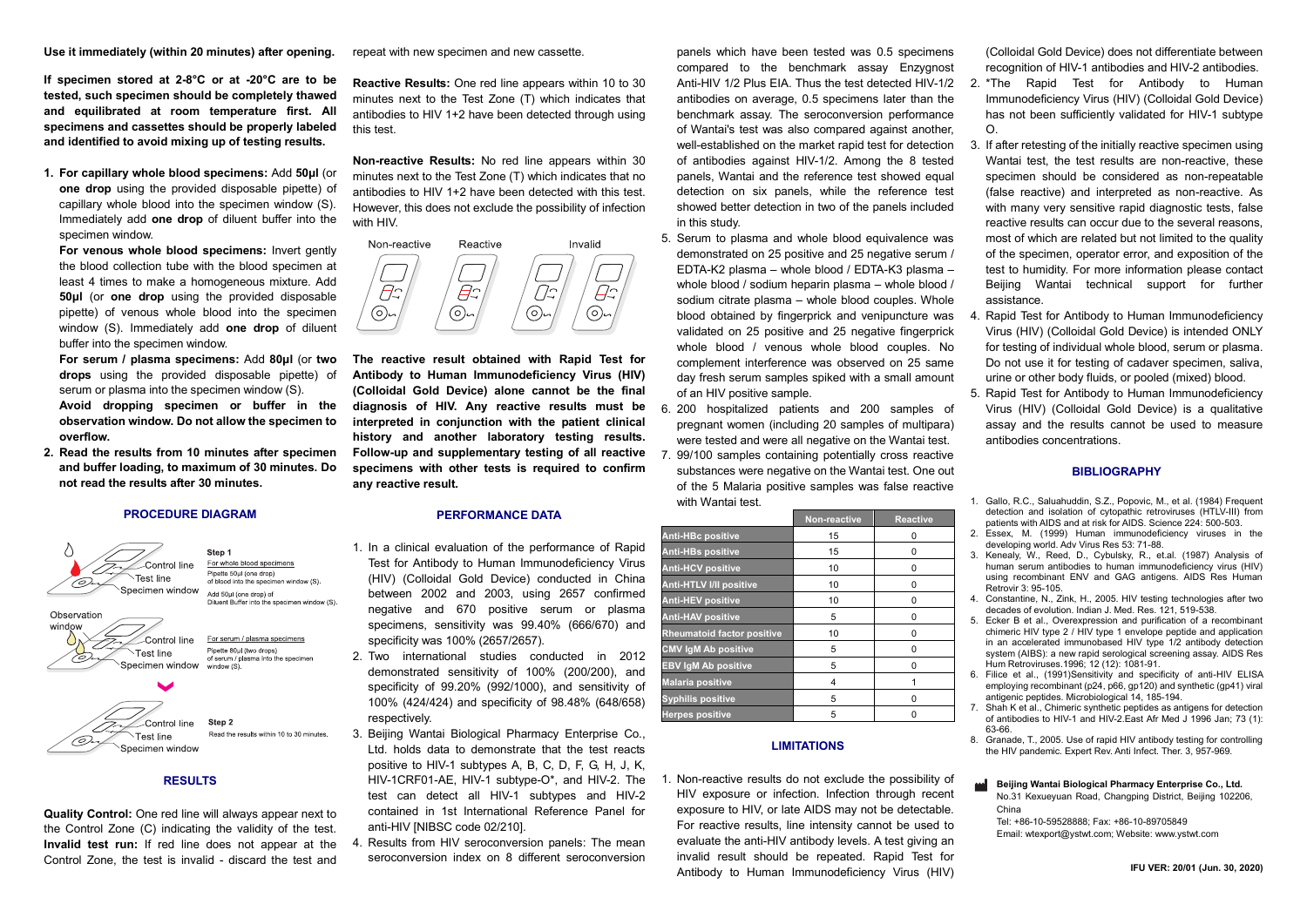**Use it immediately (within 20 minutes) after opening.**

**If specimen stored at 2-8°C or at -20°C are to be tested, such specimen should be completely thawed and equilibrated at room temperature first. All specimens and cassettes should be properly labeled and identified to avoid mixing up of testing results.**

1. **For capillary whole blood specimens:** Add **50µl** (or **one drop** using the provided disposable pipette) of capillary whole blood into the specimen window (S). Immediately add **one drop** of diluent buffer into the specimen window.

   **For venous whole blood specimens:** Invert gently the blood collection tube with the blood specimen at least 4 times to make a homogeneous mixture. Add **50µl** (or **one drop** using the provided disposable pipette) of venous whole blood into the specimen window (S). Immediately add **one drop** of diluent buffer into the specimen window.

   **For serum / plasma specimens:** Add **80µl** (or **two drops** using the provided disposable pipette) of serum or plasma into the specimen window (S).

   **Avoid dropping specimen or buffer in the observation window. Do not allow the specimen to overflow.**
2. **Read the results from 10 minutes after specimen and buffer loading, to maximum of 30 minutes. Do not read the results after 30 minutes.**

## PROCEDURE DIAGRAM

Control line
Test line
Specimen window

**Step 1**
For whole blood specimens
Pipette 50µl (one drop) of blood into the specimen window (S).
Add 50µl (one drop) of Diluent Buffer into the specimen window (S).

Observation window
Control line
Test line
Specimen window

For serum / plasma specimens
Pipette 80µl (two drops) of serum / plasma into the specimen window (S).

Control line
Test line
Specimen window

**Step 2**
Read the results within 10 to 30 minutes.

## RESULTS

**Quality Control:** One red line will always appear next to the Control Zone (C) indicating the validity of the test.
**Invalid test run:** If red line does not appear at the Control Zone, the test is invalid - discard the test and repeat with new specimen and new cassette.

**Reactive Results:** One red line appears within 10 to 30 minutes next to the Test Zone (T) which indicates that antibodies to HIV 1+2 have been detected through using this test.

**Non-reactive Results:** No red line appears within 30 minutes next to the Test Zone (T) which indicates that no antibodies to HIV 1+2 have been detected with this test. However, this does not exclude the possibility of infection with HIV.

Non-reactive Reactive Invalid

**The reactive result obtained with Rapid Test for Antibody to Human Immunodeficiency Virus (HIV) (Colloidal Gold Device) alone cannot be the final diagnosis of HIV. Any reactive results must be interpreted in conjunction with the patient clinical history and another laboratory testing results. Follow-up and supplementary testing of all reactive specimens with other tests is required to confirm any reactive result.**

## PERFORMANCE DATA

1. In a clinical evaluation of the performance of Rapid Test for Antibody to Human Immunodeficiency Virus (HIV) (Colloidal Gold Device) conducted in China between 2002 and 2003, using 2657 confirmed negative and 670 positive serum or plasma specimens, sensitivity was 99.40% (666/670) and specificity was 100% (2657/2657).
2. Two international studies conducted in 2012 demonstrated sensitivity of 100% (200/200), and specificity of 99.20% (992/1000), and sensitivity of 100% (424/424) and specificity of 98.48% (648/658) respectively.
3. Beijing Wantai Biological Pharmacy Enterprise Co., Ltd. holds data to demonstrate that the test reacts positive to HIV-1 subtypes A, B, C, D, F, G, H, J, K, HIV-1CRF01-AE, HIV-1 subtype-O*, and HIV-2. The test can detect all HIV-1 subtypes and HIV-2 contained in 1st International Reference Panel for anti-HIV [NIBSC code 02/210].
4. Results from HIV seroconversion panels: The mean seroconversion index on 8 different seroconversion panels which have been tested was 0.5 specimens compared to the benchmark assay Enzygnost Anti-HIV 1/2 Plus EIA. Thus the test detected HIV-1/2 antibodies on average, 0.5 specimens later than the benchmark assay. The seroconversion performance of Wantai's test was also compared against another, well-established on the market rapid test for detection of antibodies against HIV-1/2. Among the 8 tested panels, Wantai and the reference test showed equal detection on six panels, while the reference test showed better detection in two of the panels included in this study.
5. Serum to plasma and whole blood equivalence was demonstrated on 25 positive and 25 negative serum / EDTA-K2 plasma – whole blood / EDTA-K3 plasma – whole blood / sodium heparin plasma – whole blood / sodium citrate plasma – whole blood couples. Whole blood obtained by fingerprick and venipuncture was validated on 25 positive and 25 negative fingerprick whole blood / venous whole blood couples. No complement interference was observed on 25 same day fresh serum samples spiked with a small amount of an HIV positive sample.
6. 200 hospitalized patients and 200 samples of pregnant women (including 20 samples of multipara) were tested and were all negative on the Wantai test.
7. 99/100 samples containing potentially cross reactive substances were negative on the Wantai test. One out of the 5 Malaria positive samples was false reactive with Wantai test.

| | Non-reactive | Reactive |
|---|---|---|
| Anti-HBc positive | 15 | 0 |
| Anti-HBs positive | 15 | 0 |
| Anti-HCV positive | 10 | 0 |
| Anti-HTLV I/II positive | 10 | 0 |
| Anti-HEV positive | 10 | 0 |
| Anti-HAV positive | 5 | 0 |
| Rheumatoid factor positive | 10 | 0 |
| CMV IgM Ab positive | 5 | 0 |
| EBV IgM Ab positive | 5 | 0 |
| Malaria positive | 4 | 1 |
| Syphilis positive | 5 | 0 |
| Herpes positive | 5 | 0 |

## LIMITATIONS

1. Non-reactive results do not exclude the possibility of HIV exposure or infection. Infection through recent exposure to HIV, or late AIDS may not be detectable. For reactive results, line intensity cannot be used to evaluate the anti-HIV antibody levels. A test giving an invalid result should be repeated. Rapid Test for Antibody to Human Immunodeficiency Virus (HIV) (Colloidal Gold Device) does not differentiate between recognition of HIV-1 antibodies and HIV-2 antibodies.
2. *The Rapid Test for Antibody to Human Immunodeficiency Virus (HIV) (Colloidal Gold Device) has not been sufficiently validated for HIV-1 subtype O.
3. If after retesting of the initially reactive specimen using Wantai test, the test results are non-reactive, these specimen should be considered as non-repeatable (false reactive) and interpreted as non-reactive. As with many very sensitive rapid diagnostic tests, false reactive results can occur due to the several reasons, most of which are related but not limited to the quality of the specimen, operator error, and exposition of the test to humidity. For more information please contact Beijing Wantai technical support for further assistance.
4. Rapid Test for Antibody to Human Immunodeficiency Virus (HIV) (Colloidal Gold Device) is intended ONLY for testing of individual whole blood, serum or plasma. Do not use it for testing of cadaver specimen, saliva, urine or other body fluids, or pooled (mixed) blood.
5. Rapid Test for Antibody to Human Immunodeficiency Virus (HIV) (Colloidal Gold Device) is a qualitative assay and the results cannot be used to measure antibodies concentrations.

## BIBLIOGRAPHY

1. Gallo, R.C., Saluahuddin, S.Z., Popovic, M., et al. (1984) Frequent detection and isolation of cytopathic retroviruses (HTLV-III) from patients with AIDS and at risk for AIDS. Science 224: 500-503.
2. Essex, M. (1999) Human immunodeficiency viruses in the developing world. Adv Virus Res 53: 71-88.
3. Kenealy, W., Reed, D., Cybulsky, R., et.al. (1987) Analysis of human serum antibodies to human immunodeficiency virus (HIV) using recombinant ENV and GAG antigens. AIDS Res Human Retrovir 3: 95-105.
4. Constantine, N., Zink, H., 2005. HIV testing technologies after two decades of evolution. Indian J. Med. Res. 121, 519-538.
5. Ecker B et al., Overexpression and purification of a recombinant chimeric HIV type 2 / HIV type 1 envelope peptide and application in an accelerated immunobased HIV type 1/2 antibody detection system (AIBS): a new rapid serological screening assay. AIDS Res Hum Retroviruses.1996; 12 (12): 1081-91.
6. Filice et al., (1991)Sensitivity and specificity of anti-HIV ELISA employing recombinant (p24, p66, gp120) and synthetic (gp41) viral antigenic peptides. Microbiological 14, 185-194.
7. Shah K et al., Chimeric synthetic peptides as antigens for detection of antibodies to HIV-1 and HIV-2.East Afr Med J 1996 Jan; 73 (1): 63-66.
8. Granade, T., 2005. Use of rapid HIV antibody testing for controlling the HIV pandemic. Expert Rev. Anti Infect. Ther. 3, 957-969.

**Beijing Wantai Biological Pharmacy Enterprise Co., Ltd.**
No.31 Kexueyuan Road, Changping District, Beijing 102206, China
Tel: +86-10-59528888; Fax: +86-10-89705849
Email: wtexport@ystwt.com; Website: www.ystwt.com

**IFU VER: 20/01 (Jun. 30, 2020)**